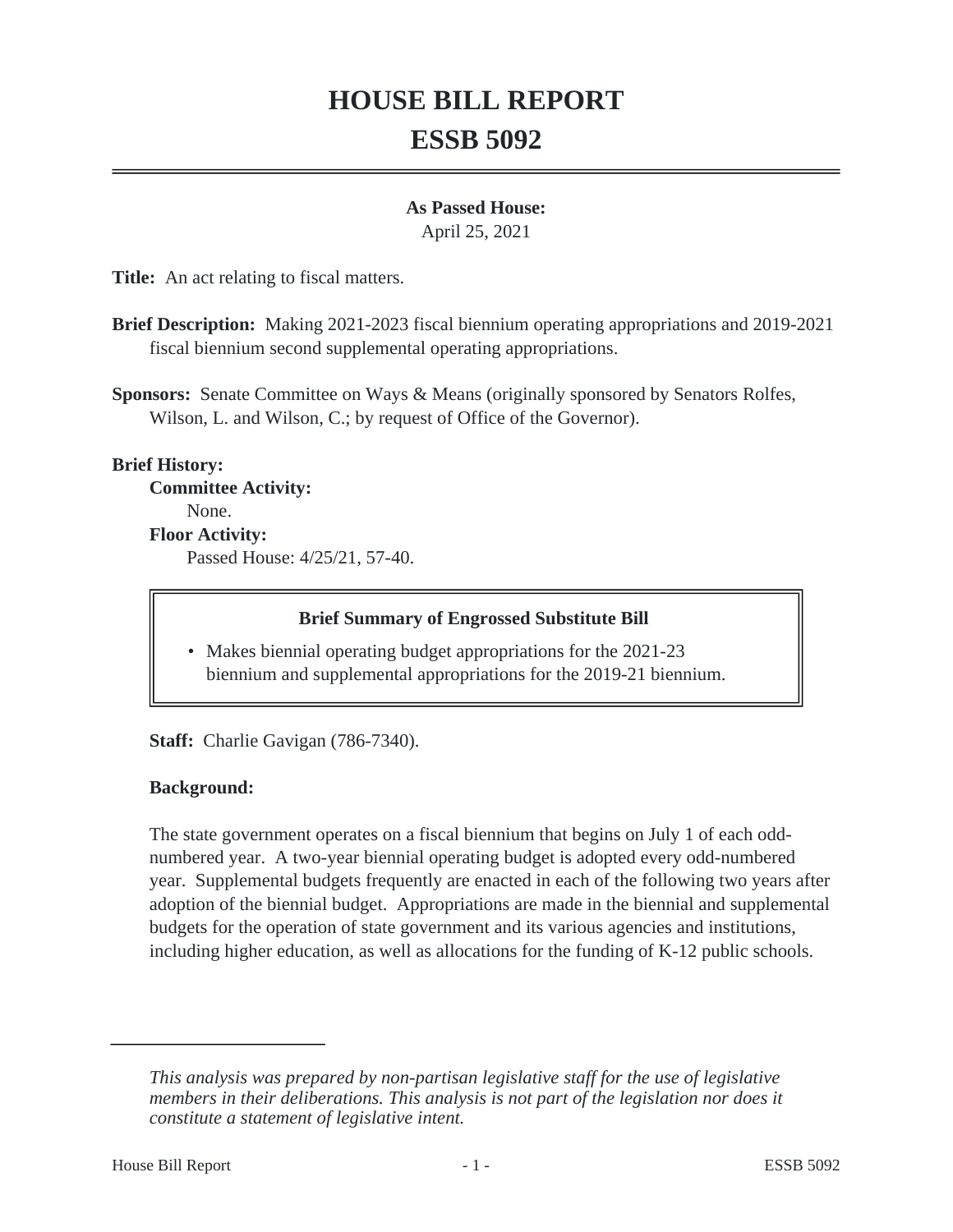# HOUSE BILL REPORT

# ESSB 5092

**As Passed House:**

April 25, 2021

**Title:** An act relating to fiscal matters.

**Brief Description:** Making 2021-2023 fiscal biennium operating appropriations and 2019-2021 fiscal biennium second supplemental operating appropriations.

**Sponsors:** Senate Committee on Ways & Means (originally sponsored by Senators Rolfes, Wilson, L. and Wilson, C.; by request of Office of the Governor).

**Brief History:**

**Committee Activity:**

None.

**Floor Activity:**

Passed House: 4/25/21, 57-40.

**Brief Summary of Engrossed Substitute Bill**

- Makes biennial operating budget appropriations for the 2021-23 biennium and supplemental appropriations for the 2019-21 biennium.

**Staff:** Charlie Gavigan (786-7340).

**Background:**

The state government operates on a fiscal biennium that begins on July 1 of each odd-numbered year. A two-year biennial operating budget is adopted every odd-numbered year. Supplemental budgets frequently are enacted in each of the following two years after adoption of the biennial budget. Appropriations are made in the biennial and supplemental budgets for the operation of state government and its various agencies and institutions, including higher education, as well as allocations for the funding of K-12 public schools.

---

*This analysis was prepared by non-partisan legislative staff for the use of legislative members in their deliberations. This analysis is not part of the legislation nor does it constitute a statement of legislative intent.*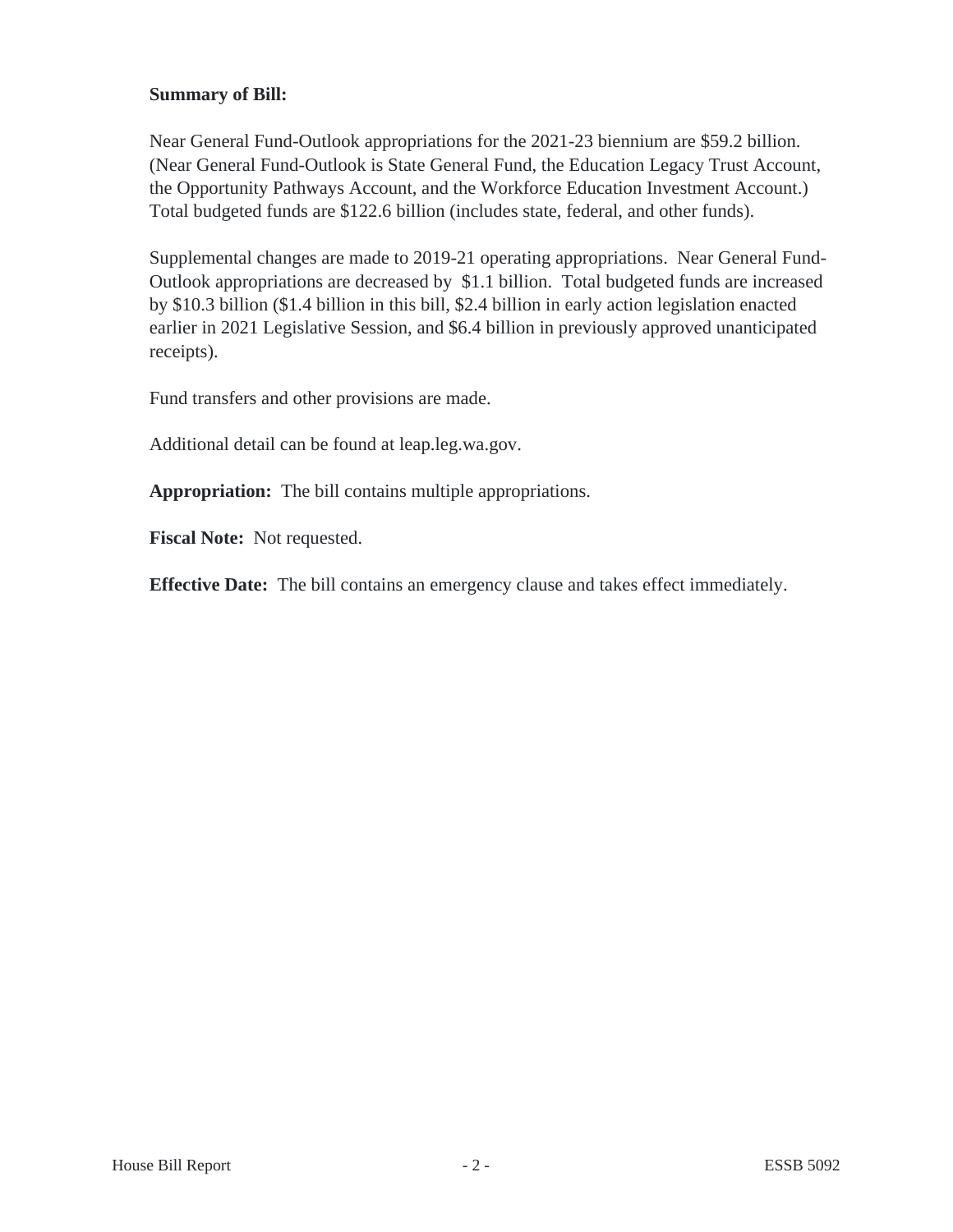**Summary of Bill:**

Near General Fund-Outlook appropriations for the 2021-23 biennium are $59.2 billion. (Near General Fund-Outlook is State General Fund, the Education Legacy Trust Account, the Opportunity Pathways Account, and the Workforce Education Investment Account.) Total budgeted funds are $122.6 billion (includes state, federal, and other funds).

Supplemental changes are made to 2019-21 operating appropriations. Near General Fund-Outlook appropriations are decreased by $1.1 billion. Total budgeted funds are increased by $10.3 billion ($1.4 billion in this bill, $2.4 billion in early action legislation enacted earlier in 2021 Legislative Session, and $6.4 billion in previously approved unanticipated receipts).

Fund transfers and other provisions are made.

Additional detail can be found at leap.leg.wa.gov.

**Appropriation:** The bill contains multiple appropriations.

**Fiscal Note:** Not requested.

**Effective Date:** The bill contains an emergency clause and takes effect immediately.